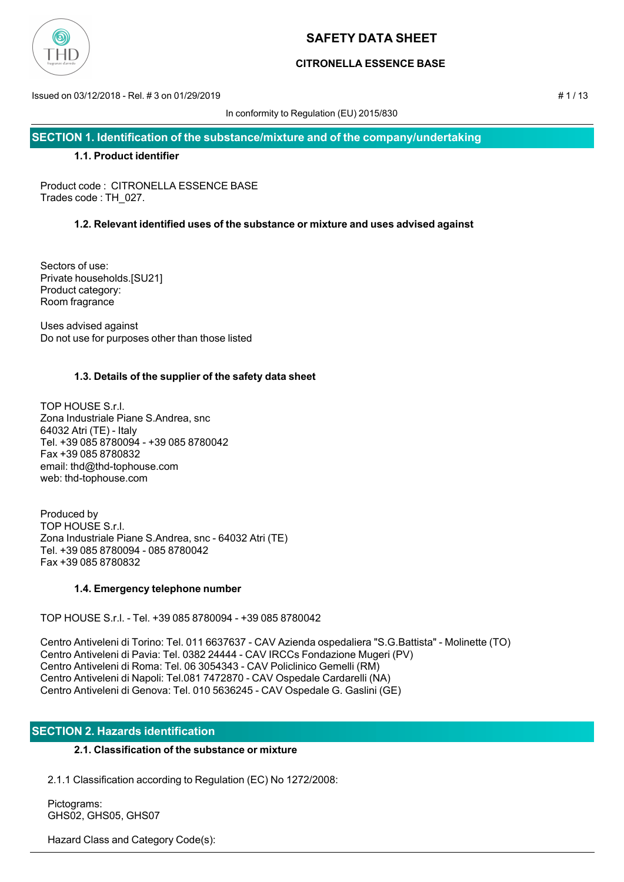# SAFETY DATA SHEET

**CITRONELLA ESSENCE BASE**

Issued on 03/12/2018 - Rel. # 3 on 01/29/2019

In conformity to Regulation (EU) 2015/830

## SECTION 1. Identification of the substance/mixture and of the company/undertaking

### 1.1. Product identifier

Product code : CITRONELLA ESSENCE BASE
Trades code : TH_027.

### 1.2. Relevant identified uses of the substance or mixture and uses advised against

Sectors of use:
Private households.[SU21]
Product category:
Room fragrance

Uses advised against
Do not use for purposes other than those listed

### 1.3. Details of the supplier of the safety data sheet

TOP HOUSE S.r.l.
Zona Industriale Piane S.Andrea, snc
64032 Atri (TE) - Italy
Tel. +39 085 8780094 - +39 085 8780042
Fax +39 085 8780832
email: thd@thd-tophouse.com
web: thd-tophouse.com

Produced by
TOP HOUSE S.r.l.
Zona Industriale Piane S.Andrea, snc - 64032 Atri (TE)
Tel. +39 085 8780094 - 085 8780042
Fax +39 085 8780832

### 1.4. Emergency telephone number

TOP HOUSE S.r.l. - Tel. +39 085 8780094 - +39 085 8780042

Centro Antiveleni di Torino: Tel. 011 6637637 - CAV Azienda ospedaliera "S.G.Battista" - Molinette (TO)
Centro Antiveleni di Pavia: Tel. 0382 24444 - CAV IRCCs Fondazione Mugeri (PV)
Centro Antiveleni di Roma: Tel. 06 3054343 - CAV Policlinico Gemelli (RM)
Centro Antiveleni di Napoli: Tel.081 7472870 - CAV Ospedale Cardarelli (NA)
Centro Antiveleni di Genova: Tel. 010 5636245 - CAV Ospedale G. Gaslini (GE)

## SECTION 2. Hazards identification

### 2.1. Classification of the substance or mixture

2.1.1 Classification according to Regulation (EC) No 1272/2008:

Pictograms:
GHS02, GHS05, GHS07

Hazard Class and Category Code(s):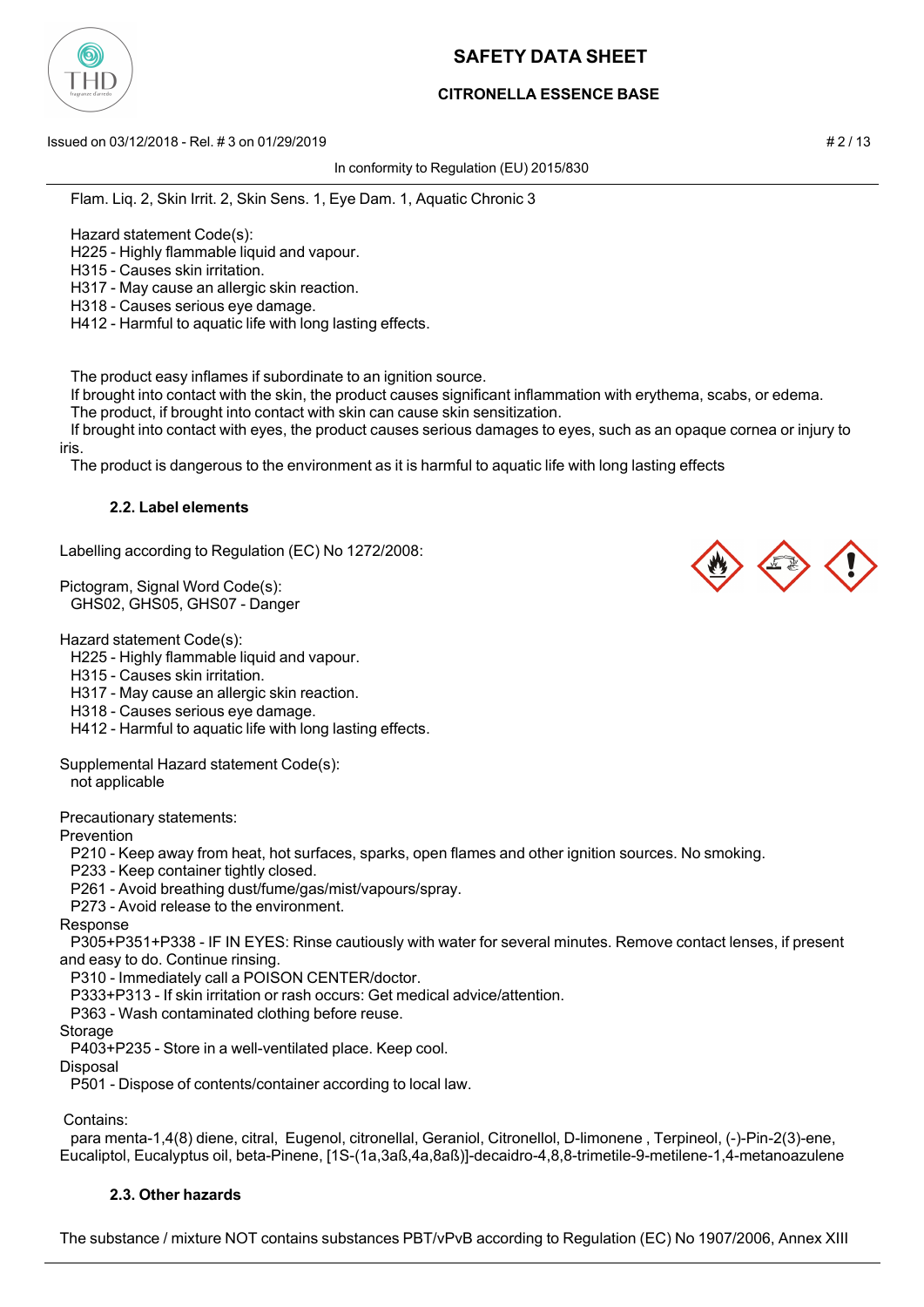Flam. Liq. 2, Skin Irrit. 2, Skin Sens. 1, Eye Dam. 1, Aquatic Chronic 3

Hazard statement Code(s):
H225 - Highly flammable liquid and vapour.
H315 - Causes skin irritation.
H317 - May cause an allergic skin reaction.
H318 - Causes serious eye damage.
H412 - Harmful to aquatic life with long lasting effects.

The product easy inflames if subordinate to an ignition source.
If brought into contact with the skin, the product causes significant inflammation with erythema, scabs, or edema.
The product, if brought into contact with skin can cause skin sensitization.
If brought into contact with eyes, the product causes serious damages to eyes, such as an opaque cornea or injury to iris.
The product is dangerous to the environment as it is harmful to aquatic life with long lasting effects

#### 2.2. Label elements

Labelling according to Regulation (EC) No 1272/2008:

Pictogram, Signal Word Code(s):
GHS02, GHS05, GHS07 - Danger

Hazard statement Code(s):
H225 - Highly flammable liquid and vapour.
H315 - Causes skin irritation.
H317 - May cause an allergic skin reaction.
H318 - Causes serious eye damage.
H412 - Harmful to aquatic life with long lasting effects.

Supplemental Hazard statement Code(s):
not applicable

Precautionary statements:
Prevention
P210 - Keep away from heat, hot surfaces, sparks, open flames and other ignition sources. No smoking.
P233 - Keep container tightly closed.
P261 - Avoid breathing dust/fume/gas/mist/vapours/spray.
P273 - Avoid release to the environment.
Response
P305+P351+P338 - IF IN EYES: Rinse cautiously with water for several minutes. Remove contact lenses, if present and easy to do. Continue rinsing.
P310 - Immediately call a POISON CENTER/doctor.
P333+P313 - If skin irritation or rash occurs: Get medical advice/attention.
P363 - Wash contaminated clothing before reuse.
Storage
P403+P235 - Store in a well-ventilated place. Keep cool.
Disposal
P501 - Dispose of contents/container according to local law.

Contains:
para menta-1,4(8) diene, citral, Eugenol, citronellal, Geraniol, Citronellol, D-limonene , Terpineol, (-)-Pin-2(3)-ene, Eucaliptol, Eucalyptus oil, beta-Pinene, [1S-(1a,3aß,4a,8aß)]-decaidro-4,8,8-trimetile-9-metilene-1,4-metanoazulene

#### 2.3. Other hazards

The substance / mixture NOT contains substances PBT/vPvB according to Regulation (EC) No 1907/2006, Annex XIII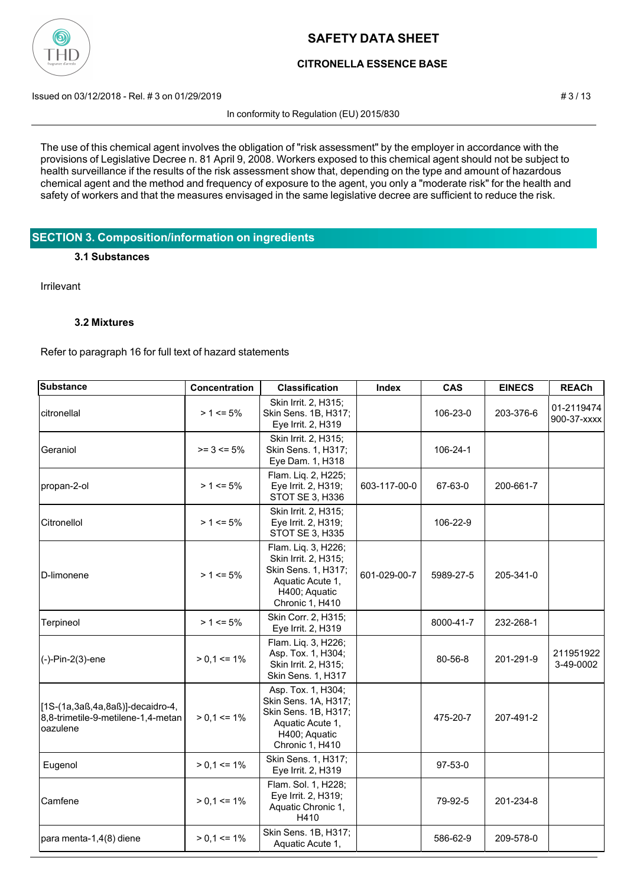The use of this chemical agent involves the obligation of "risk assessment" by the employer in accordance with the provisions of Legislative Decree n. 81 April 9, 2008. Workers exposed to this chemical agent should not be subject to health surveillance if the results of the risk assessment show that, depending on the type and amount of hazardous chemical agent and the method and frequency of exposure to the agent, you only a "moderate risk" for the health and safety of workers and that the measures envisaged in the same legislative decree are sufficient to reduce the risk.

## SECTION 3. Composition/information on ingredients

### 3.1 Substances

Irrilevant

### 3.2 Mixtures

Refer to paragraph 16 for full text of hazard statements

| Substance | Concentration | Classification | Index | CAS | EINECS | REACh |
|---|---|---|---|---|---|---|
| citronellal | > 1 <= 5% | Skin Irrit. 2, H315; Skin Sens. 1B, H317; Eye Irrit. 2, H319 | | 106-23-0 | 203-376-6 | 01-2119474900-37-xxxx |
| Geraniol | >= 3 <= 5% | Skin Irrit. 2, H315; Skin Sens. 1, H317; Eye Dam. 1, H318 | | 106-24-1 | | |
| propan-2-ol | > 1 <= 5% | Flam. Liq. 2, H225; Eye Irrit. 2, H319; STOT SE 3, H336 | 603-117-00-0 | 67-63-0 | 200-661-7 | |
| Citronellol | > 1 <= 5% | Skin Irrit. 2, H315; Eye Irrit. 2, H319; STOT SE 3, H335 | | 106-22-9 | | |
| D-limonene | > 1 <= 5% | Flam. Liq. 3, H226; Skin Irrit. 2, H315; Skin Sens. 1, H317; Aquatic Acute 1, H400; Aquatic Chronic 1, H410 | 601-029-00-7 | 5989-27-5 | 205-341-0 | |
| Terpineol | > 1 <= 5% | Skin Corr. 2, H315; Eye Irrit. 2, H319 | | 8000-41-7 | 232-268-1 | |
| (-)-Pin-2(3)-ene | > 0,1 <= 1% | Flam. Liq. 3, H226; Asp. Tox. 1, H304; Skin Irrit. 2, H315; Skin Sens. 1, H317 | | 80-56-8 | 201-291-9 | 211951922 3-49-0002 |
| [1S-(1a,3aß,4a,8aß)]-decaidro-4,8,8-trimetile-9-metilene-1,4-metanoazulene | > 0,1 <= 1% | Asp. Tox. 1, H304; Skin Sens. 1A, H317; Skin Sens. 1B, H317; Aquatic Acute 1, H400; Aquatic Chronic 1, H410 | | 475-20-7 | 207-491-2 | |
| Eugenol | > 0,1 <= 1% | Skin Sens. 1, H317; Eye Irrit. 2, H319 | | 97-53-0 | | |
| Camfene | > 0,1 <= 1% | Flam. Sol. 1, H228; Eye Irrit. 2, H319; Aquatic Chronic 1, H410 | | 79-92-5 | 201-234-8 | |
| para menta-1,4(8) diene | > 0,1 <= 1% | Skin Sens. 1B, H317; Aquatic Acute 1, | | 586-62-9 | 209-578-0 | |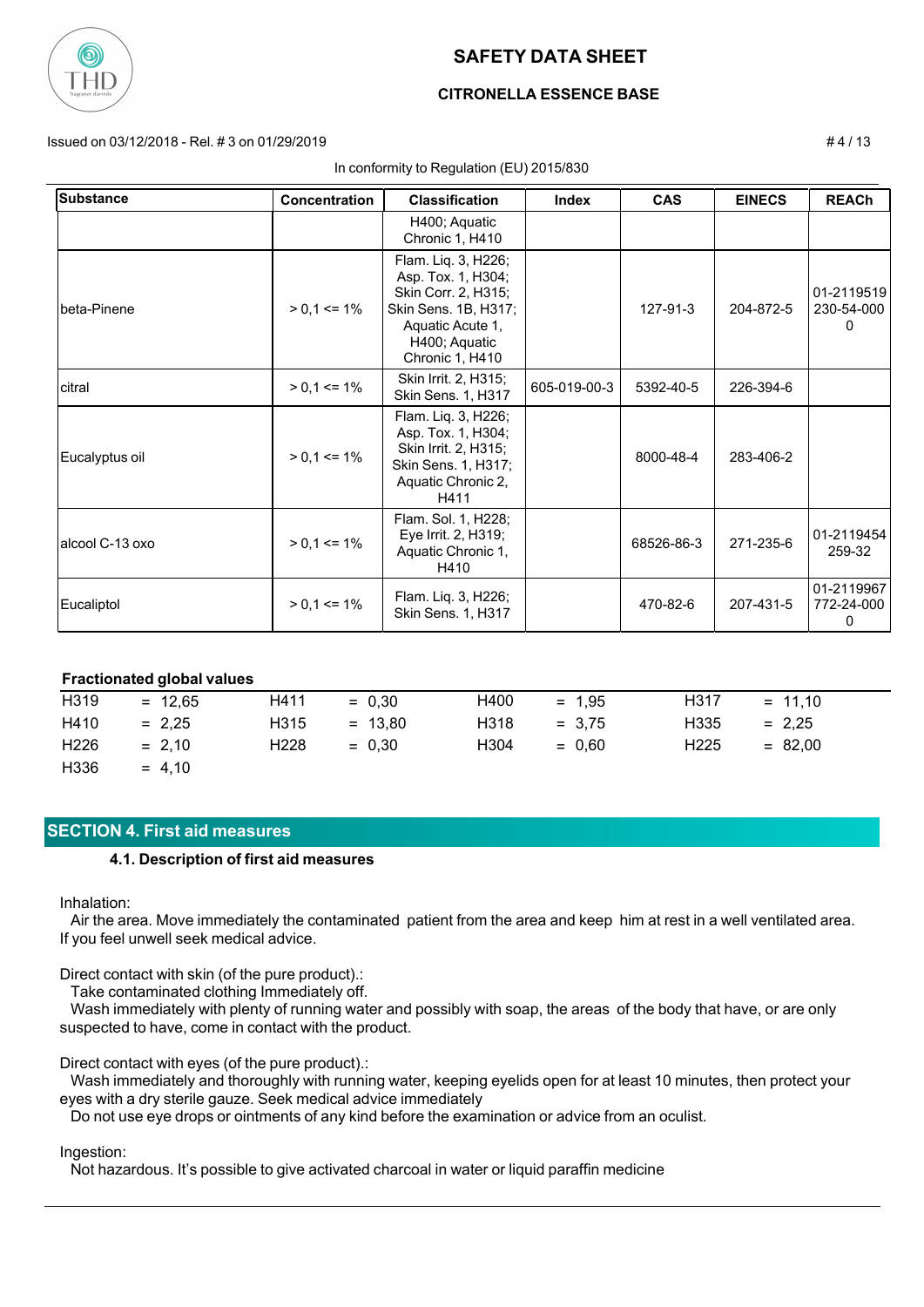| Substance | Concentration | Classification | Index | CAS | EINECS | REACh |
|---|---|---|---|---|---|---|
| | | H400; Aquatic Chronic 1, H410 | | | | |
| beta-Pinene | > 0,1 <= 1% | Flam. Liq. 3, H226; Asp. Tox. 1, H304; Skin Corr. 2, H315; Skin Sens. 1B, H317; Aquatic Acute 1, H400; Aquatic Chronic 1, H410 | | 127-91-3 | 204-872-5 | 01-2119519230-54-0000 |
| citral | > 0,1 <= 1% | Skin Irrit. 2, H315; Skin Sens. 1, H317 | 605-019-00-3 | 5392-40-5 | 226-394-6 | |
| Eucalyptus oil | > 0,1 <= 1% | Flam. Liq. 3, H226; Asp. Tox. 1, H304; Skin Irrit. 2, H315; Skin Sens. 1, H317; Aquatic Chronic 2, H411 | | 8000-48-4 | 283-406-2 | |
| alcool C-13 oxo | > 0,1 <= 1% | Flam. Sol. 1, H228; Eye Irrit. 2, H319; Aquatic Chronic 1, H410 | | 68526-86-3 | 271-235-6 | 01-2119454259-32 |
| Eucaliptol | > 0,1 <= 1% | Flam. Liq. 3, H226; Skin Sens. 1, H317 | | 470-82-6 | 207-431-5 | 01-2119967772-24-0000 |

**Fractionated global values**

| | | | | | | | |
|---|---|---|---|---|---|---|---|
| H319 | = 12,65 | H411 | = 0,30 | H400 | = 1,95 | H317 | = 11,10 |
| H410 | = 2,25 | H315 | = 13,80 | H318 | = 3,75 | H335 | = 2,25 |
| H226 | = 2,10 | H228 | = 0,30 | H304 | = 0,60 | H225 | = 82,00 |
| H336 | = 4,10 | | | | | | |

## SECTION 4. First aid measures

### 4.1. Description of first aid measures

Inhalation:

Air the area. Move immediately the contaminated patient from the area and keep him at rest in a well ventilated area. If you feel unwell seek medical advice.

Direct contact with skin (of the pure product).:

Take contaminated clothing Immediately off.

Wash immediately with plenty of running water and possibly with soap, the areas of the body that have, or are only suspected to have, come in contact with the product.

Direct contact with eyes (of the pure product).:

Wash immediately and thoroughly with running water, keeping eyelids open for at least 10 minutes, then protect your eyes with a dry sterile gauze. Seek medical advice immediately

Do not use eye drops or ointments of any kind before the examination or advice from an oculist.

Ingestion:

Not hazardous. It's possible to give activated charcoal in water or liquid paraffin medicine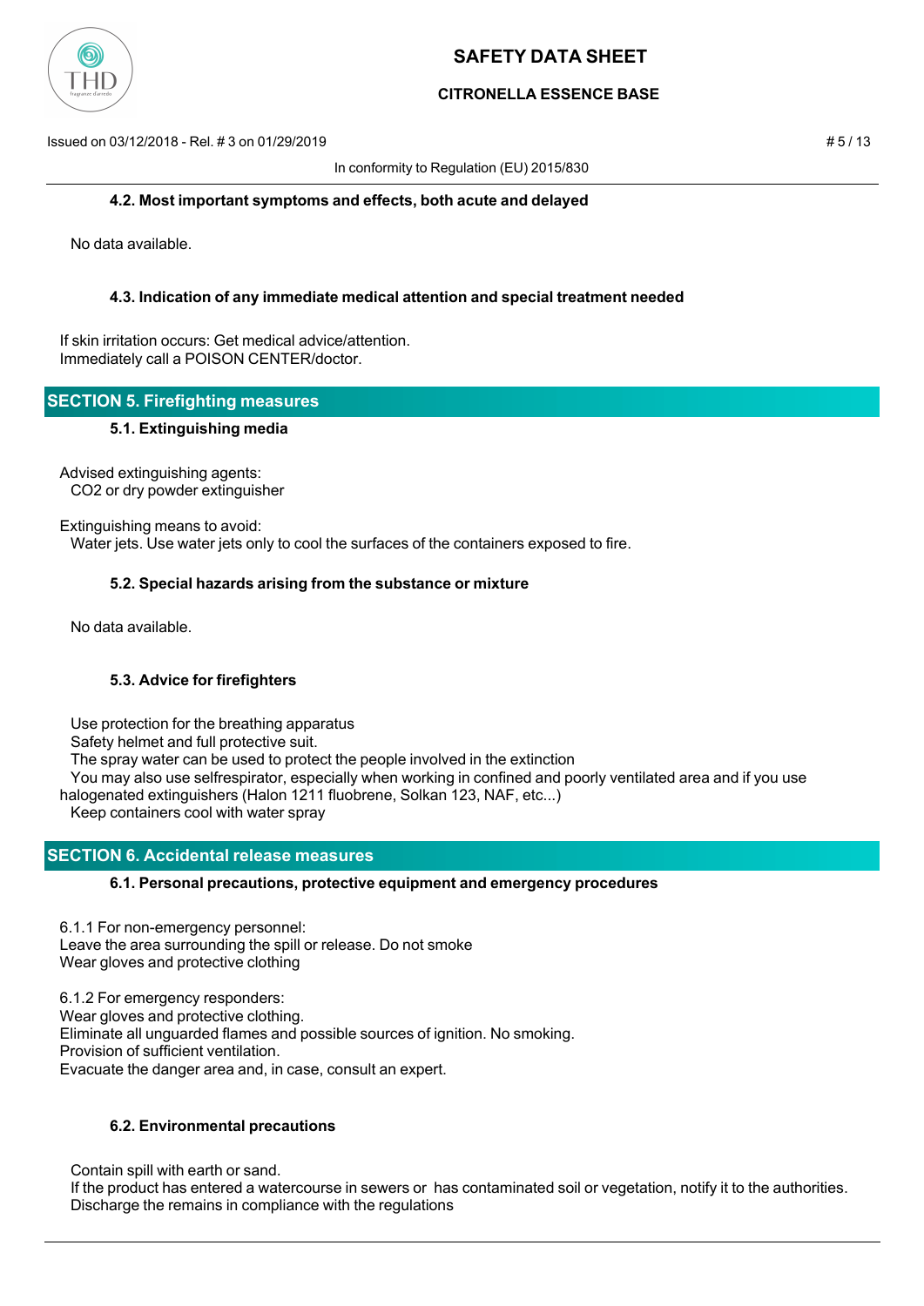#### 4.2. Most important symptoms and effects, both acute and delayed

No data available.

#### 4.3. Indication of any immediate medical attention and special treatment needed

If skin irritation occurs: Get medical advice/attention.
Immediately call a POISON CENTER/doctor.

## SECTION 5. Firefighting measures

#### 5.1. Extinguishing media

Advised extinguishing agents:
CO2 or dry powder extinguisher

Extinguishing means to avoid:
Water jets. Use water jets only to cool the surfaces of the containers exposed to fire.

#### 5.2. Special hazards arising from the substance or mixture

No data available.

#### 5.3. Advice for firefighters

Use protection for the breathing apparatus
Safety helmet and full protective suit.
The spray water can be used to protect the people involved in the extinction
You may also use selfrespirator, especially when working in confined and poorly ventilated area and if you use halogenated extinguishers (Halon 1211 fluobrene, Solkan 123, NAF, etc...)
Keep containers cool with water spray

## SECTION 6. Accidental release measures

#### 6.1. Personal precautions, protective equipment and emergency procedures

6.1.1 For non-emergency personnel:
Leave the area surrounding the spill or release. Do not smoke
Wear gloves and protective clothing

6.1.2 For emergency responders:
Wear gloves and protective clothing.
Eliminate all unguarded flames and possible sources of ignition. No smoking.
Provision of sufficient ventilation.
Evacuate the danger area and, in case, consult an expert.

#### 6.2. Environmental precautions

Contain spill with earth or sand.
If the product has entered a watercourse in sewers or has contaminated soil or vegetation, notify it to the authorities.
Discharge the remains in compliance with the regulations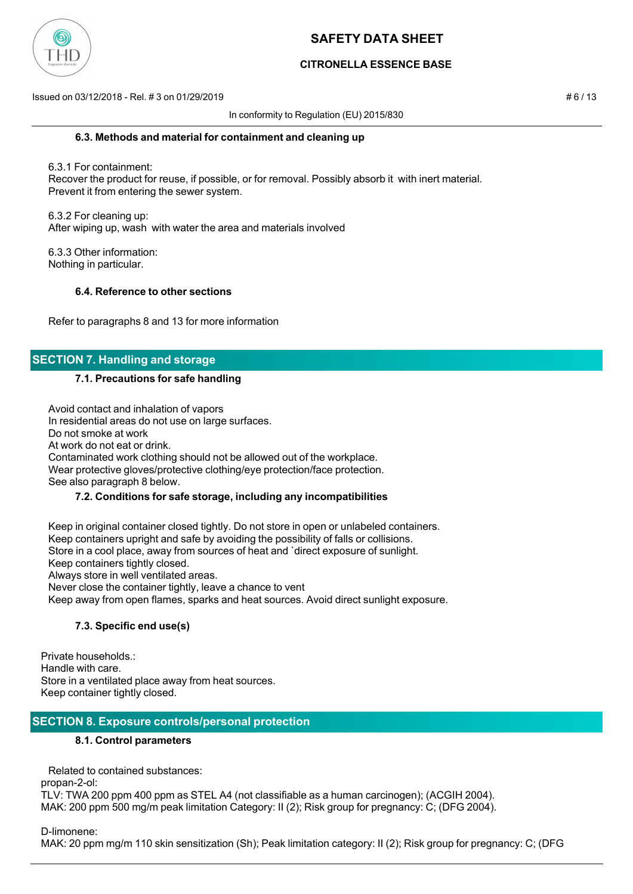### 6.3. Methods and material for containment and cleaning up

6.3.1 For containment:
Recover the product for reuse, if possible, or for removal. Possibly absorb it with inert material.
Prevent it from entering the sewer system.

6.3.2 For cleaning up:
After wiping up, wash with water the area and materials involved

6.3.3 Other information:
Nothing in particular.

### 6.4. Reference to other sections

Refer to paragraphs 8 and 13 for more information

## SECTION 7. Handling and storage

### 7.1. Precautions for safe handling

Avoid contact and inhalation of vapors
In residential areas do not use on large surfaces.
Do not smoke at work
At work do not eat or drink.
Contaminated work clothing should not be allowed out of the workplace.
Wear protective gloves/protective clothing/eye protection/face protection.
See also paragraph 8 below.

### 7.2. Conditions for safe storage, including any incompatibilities

Keep in original container closed tightly. Do not store in open or unlabeled containers.
Keep containers upright and safe by avoiding the possibility of falls or collisions.
Store in a cool place, away from sources of heat and `direct exposure of sunlight.
Keep containers tightly closed.
Always store in well ventilated areas.
Never close the container tightly, leave a chance to vent
Keep away from open flames, sparks and heat sources. Avoid direct sunlight exposure.

### 7.3. Specific end use(s)

Private households.:
Handle with care.
Store in a ventilated place away from heat sources.
Keep container tightly closed.

## SECTION 8. Exposure controls/personal protection

### 8.1. Control parameters

Related to contained substances:
propan-2-ol:
TLV: TWA 200 ppm 400 ppm as STEL A4 (not classifiable as a human carcinogen); (ACGIH 2004).
MAK: 200 ppm 500 mg/m peak limitation Category: II (2); Risk group for pregnancy: C; (DFG 2004).

D-limonene:
MAK: 20 ppm mg/m 110 skin sensitization (Sh); Peak limitation category: II (2); Risk group for pregnancy: C; (DFG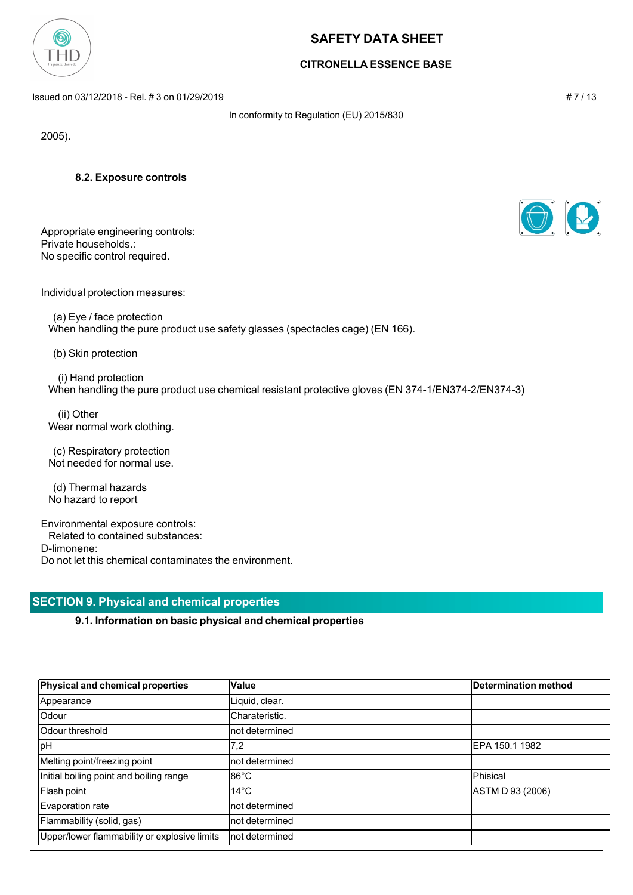2005).

### 8.2. Exposure controls

Appropriate engineering controls:
Private households.:
No specific control required.

Individual protection measures:

(a) Eye / face protection
When handling the pure product use safety glasses (spectacles cage) (EN 166).

(b) Skin protection

(i) Hand protection
When handling the pure product use chemical resistant protective gloves (EN 374-1/EN374-2/EN374-3)

(ii) Other
Wear normal work clothing.

(c) Respiratory protection
Not needed for normal use.

(d) Thermal hazards
No hazard to report

Environmental exposure controls:
Related to contained substances:
D-limonene:
Do not let this chemical contaminates the environment.

## SECTION 9. Physical and chemical properties

### 9.1. Information on basic physical and chemical properties

| Physical and chemical properties | Value | Determination method |
|---|---|---|
| Appearance | Liquid, clear. | |
| Odour | Charateristic. | |
| Odour threshold | not determined | |
| pH | 7,2 | EPA 150.1 1982 |
| Melting point/freezing point | not determined | |
| Initial boiling point and boiling range | 86°C | Phisical |
| Flash point | 14°C | ASTM D 93 (2006) |
| Evaporation rate | not determined | |
| Flammability (solid, gas) | not determined | |
| Upper/lower flammability or explosive limits | not determined | |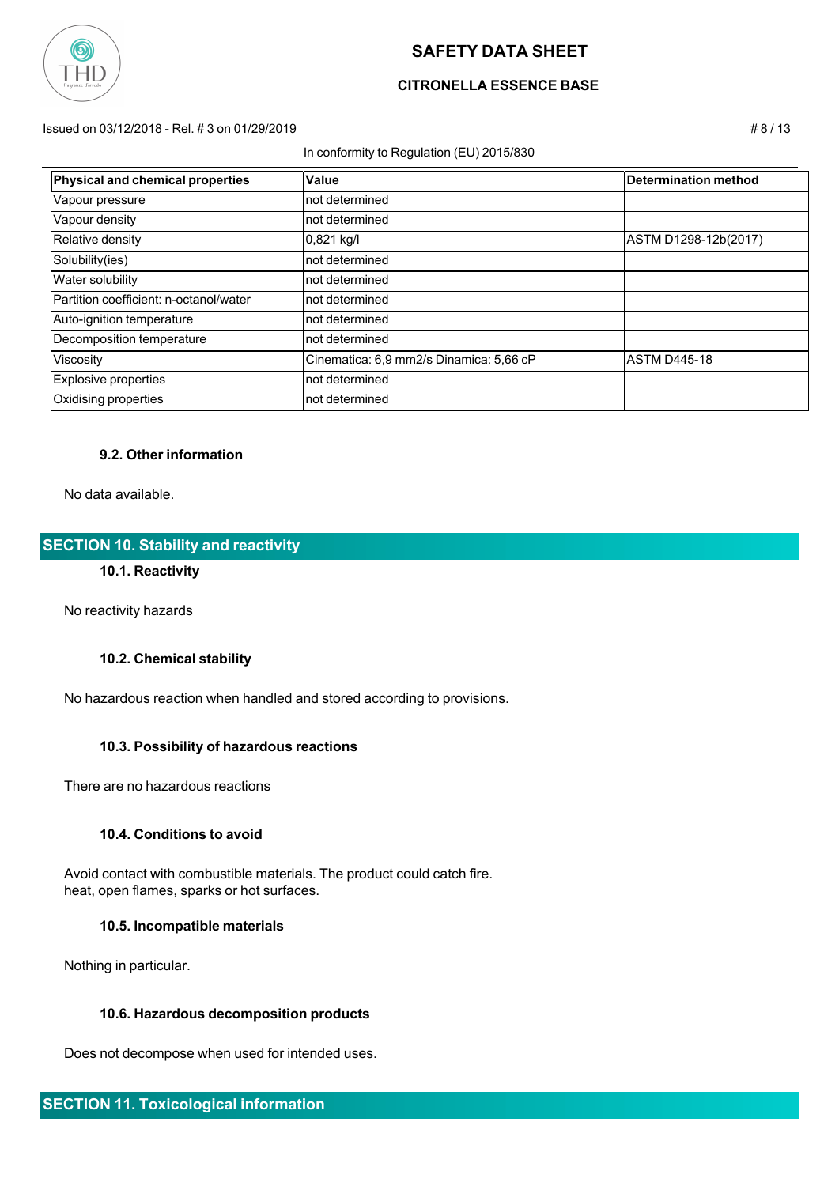| Physical and chemical properties | Value | Determination method |
|---|---|---|
| Vapour pressure | not determined | |
| Vapour density | not determined | |
| Relative density | 0,821 kg/l | ASTM D1298-12b(2017) |
| Solubility(ies) | not determined | |
| Water solubility | not determined | |
| Partition coefficient: n-octanol/water | not determined | |
| Auto-ignition temperature | not determined | |
| Decomposition temperature | not determined | |
| Viscosity | Cinematica: 6,9 mm2/s Dinamica: 5,66 cP | ASTM D445-18 |
| Explosive properties | not determined | |
| Oxidising properties | not determined | |

### 9.2. Other information

No data available.

## SECTION 10. Stability and reactivity

### 10.1. Reactivity

No reactivity hazards

### 10.2. Chemical stability

No hazardous reaction when handled and stored according to provisions.

### 10.3. Possibility of hazardous reactions

There are no hazardous reactions

### 10.4. Conditions to avoid

Avoid contact with combustible materials. The product could catch fire.
heat, open flames, sparks or hot surfaces.

### 10.5. Incompatible materials

Nothing in particular.

### 10.6. Hazardous decomposition products

Does not decompose when used for intended uses.

## SECTION 11. Toxicological information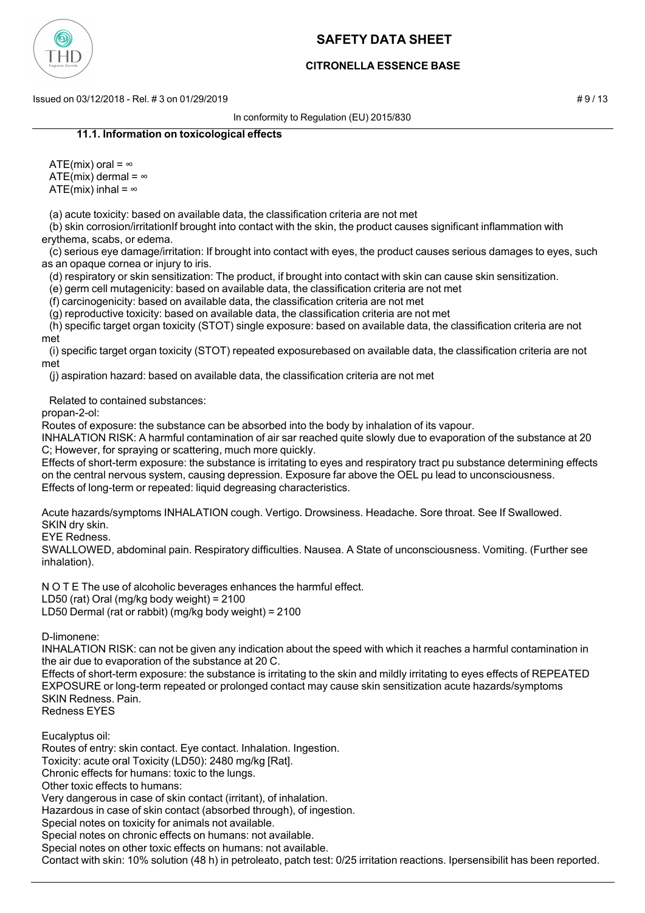### 11.1. Information on toxicological effects

ATE(mix) oral = ∞
ATE(mix) dermal = ∞
ATE(mix) inhal = ∞

(a) acute toxicity: based on available data, the classification criteria are not met
(b) skin corrosion/irritationIf brought into contact with the skin, the product causes significant inflammation with erythema, scabs, or edema.
(c) serious eye damage/irritation: If brought into contact with eyes, the product causes serious damages to eyes, such as an opaque cornea or injury to iris.
(d) respiratory or skin sensitization: The product, if brought into contact with skin can cause skin sensitization.
(e) germ cell mutagenicity: based on available data, the classification criteria are not met
(f) carcinogenicity: based on available data, the classification criteria are not met
(g) reproductive toxicity: based on available data, the classification criteria are not met
(h) specific target organ toxicity (STOT) single exposure: based on available data, the classification criteria are not met
(i) specific target organ toxicity (STOT) repeated exposurebased on available data, the classification criteria are not met
(j) aspiration hazard: based on available data, the classification criteria are not met

Related to contained substances:
propan-2-ol:
Routes of exposure: the substance can be absorbed into the body by inhalation of its vapour.
INHALATION RISK: A harmful contamination of air sar reached quite slowly due to evaporation of the substance at 20 C; However, for spraying or scattering, much more quickly.
Effects of short-term exposure: the substance is irritating to eyes and respiratory tract pu substance determining effects on the central nervous system, causing depression. Exposure far above the OEL pu lead to unconsciousness.
Effects of long-term or repeated: liquid degreasing characteristics.

Acute hazards/symptoms INHALATION cough. Vertigo. Drowsiness. Headache. Sore throat. See If Swallowed.
SKIN dry skin.
EYE Redness.
SWALLOWED, abdominal pain. Respiratory difficulties. Nausea. A State of unconsciousness. Vomiting. (Further see inhalation).

N O T E The use of alcoholic beverages enhances the harmful effect.
LD50 (rat) Oral (mg/kg body weight) = 2100
LD50 Dermal (rat or rabbit) (mg/kg body weight) = 2100

D-limonene:
INHALATION RISK: can not be given any indication about the speed with which it reaches a harmful contamination in the air due to evaporation of the substance at 20 C.
Effects of short-term exposure: the substance is irritating to the skin and mildly irritating to eyes effects of REPEATED EXPOSURE or long-term repeated or prolonged contact may cause skin sensitization acute hazards/symptoms
SKIN Redness. Pain.
Redness EYES

Eucalyptus oil:
Routes of entry: skin contact. Eye contact. Inhalation. Ingestion.
Toxicity: acute oral Toxicity (LD50): 2480 mg/kg [Rat].
Chronic effects for humans: toxic to the lungs.
Other toxic effects to humans:
Very dangerous in case of skin contact (irritant), of inhalation.
Hazardous in case of skin contact (absorbed through), of ingestion.
Special notes on toxicity for animals not available.
Special notes on chronic effects on humans: not available.
Special notes on other toxic effects on humans: not available.
Contact with skin: 10% solution (48 h) in petroleato, patch test: 0/25 irritation reactions. Ipersensibilit has been reported.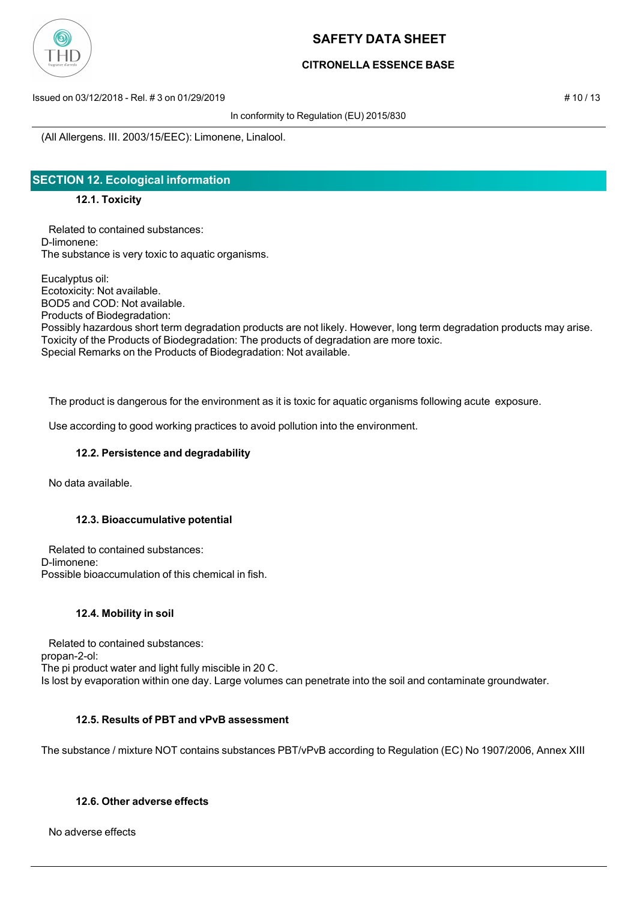(All Allergens. III. 2003/15/EEC): Limonene, Linalool.

## SECTION 12. Ecological information

### 12.1. Toxicity

Related to contained substances:
D-limonene:
The substance is very toxic to aquatic organisms.

Eucalyptus oil:
Ecotoxicity: Not available.
BOD5 and COD: Not available.
Products of Biodegradation:
Possibly hazardous short term degradation products are not likely. However, long term degradation products may arise.
Toxicity of the Products of Biodegradation: The products of degradation are more toxic.
Special Remarks on the Products of Biodegradation: Not available.

The product is dangerous for the environment as it is toxic for aquatic organisms following acute exposure.

Use according to good working practices to avoid pollution into the environment.

### 12.2. Persistence and degradability

No data available.

### 12.3. Bioaccumulative potential

Related to contained substances:
D-limonene:
Possible bioaccumulation of this chemical in fish.

### 12.4. Mobility in soil

Related to contained substances:
propan-2-ol:
The pi product water and light fully miscible in 20 C.
Is lost by evaporation within one day. Large volumes can penetrate into the soil and contaminate groundwater.

### 12.5. Results of PBT and vPvB assessment

The substance / mixture NOT contains substances PBT/vPvB according to Regulation (EC) No 1907/2006, Annex XIII

### 12.6. Other adverse effects

No adverse effects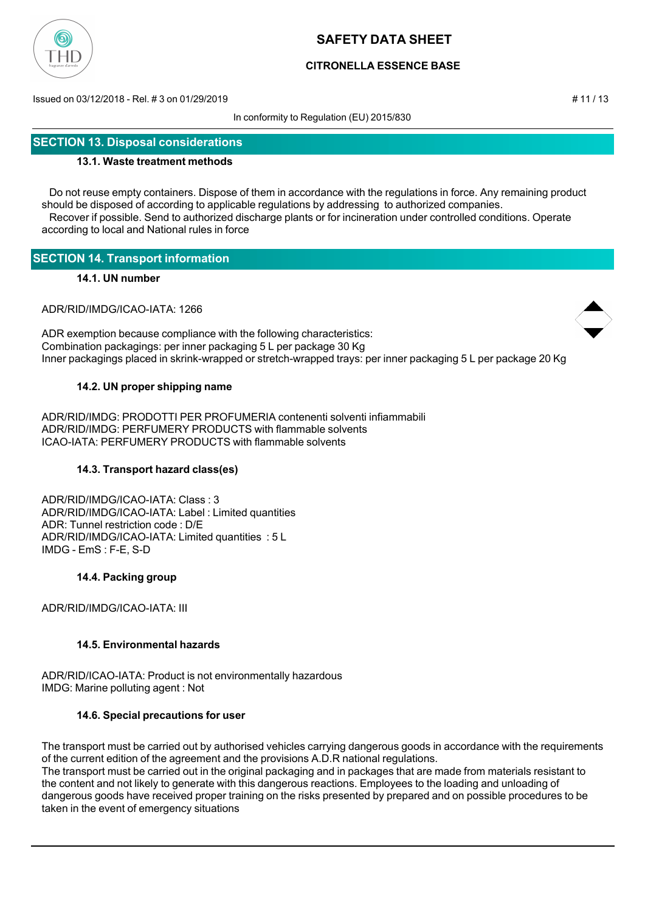## SECTION 13. Disposal considerations

### 13.1. Waste treatment methods

Do not reuse empty containers. Dispose of them in accordance with the regulations in force. Any remaining product should be disposed of according to applicable regulations by addressing to authorized companies.
Recover if possible. Send to authorized discharge plants or for incineration under controlled conditions. Operate according to local and National rules in force

## SECTION 14. Transport information

### 14.1. UN number

ADR/RID/IMDG/ICAO-IATA: 1266

ADR exemption because compliance with the following characteristics:
Combination packagings: per inner packaging 5 L per package 30 Kg
Inner packagings placed in skrink-wrapped or stretch-wrapped trays: per inner packaging 5 L per package 20 Kg

### 14.2. UN proper shipping name

ADR/RID/IMDG: PRODOTTI PER PROFUMERIA contenenti solventi infiammabili
ADR/RID/IMDG: PERFUMERY PRODUCTS with flammable solvents
ICAO-IATA: PERFUMERY PRODUCTS with flammable solvents

### 14.3. Transport hazard class(es)

ADR/RID/IMDG/ICAO-IATA: Class : 3
ADR/RID/IMDG/ICAO-IATA: Label : Limited quantities
ADR: Tunnel restriction code : D/E
ADR/RID/IMDG/ICAO-IATA: Limited quantities : 5 L
IMDG - EmS : F-E, S-D

### 14.4. Packing group

ADR/RID/IMDG/ICAO-IATA: III

### 14.5. Environmental hazards

ADR/RID/ICAO-IATA: Product is not environmentally hazardous
IMDG: Marine polluting agent : Not

### 14.6. Special precautions for user

The transport must be carried out by authorised vehicles carrying dangerous goods in accordance with the requirements of the current edition of the agreement and the provisions A.D.R national regulations.
The transport must be carried out in the original packaging and in packages that are made from materials resistant to the content and not likely to generate with this dangerous reactions. Employees to the loading and unloading of dangerous goods have received proper training on the risks presented by prepared and on possible procedures to be taken in the event of emergency situations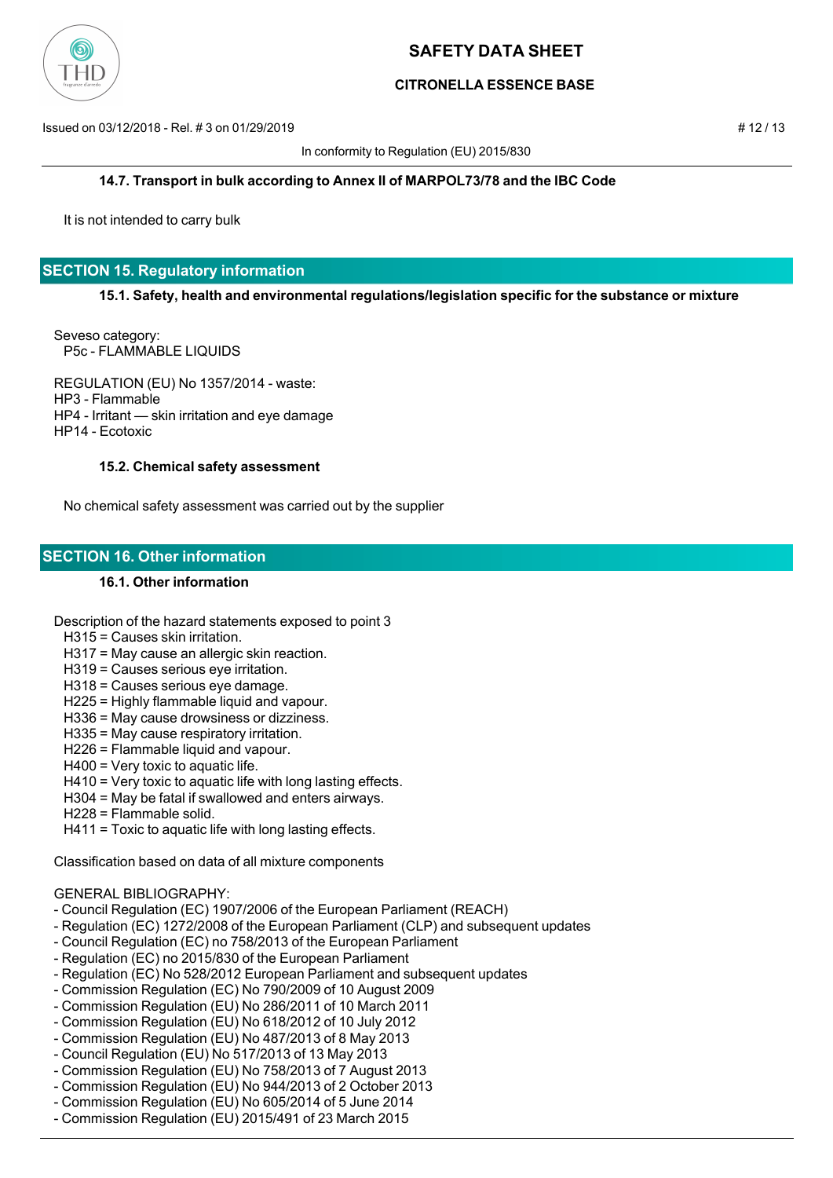### 14.7. Transport in bulk according to Annex II of MARPOL73/78 and the IBC Code

It is not intended to carry bulk

## SECTION 15. Regulatory information

### 15.1. Safety, health and environmental regulations/legislation specific for the substance or mixture

Seveso category:
P5c - FLAMMABLE LIQUIDS

REGULATION (EU) No 1357/2014 - waste:
HP3 - Flammable
HP4 - Irritant — skin irritation and eye damage
HP14 - Ecotoxic

### 15.2. Chemical safety assessment

No chemical safety assessment was carried out by the supplier

## SECTION 16. Other information

### 16.1. Other information

Description of the hazard statements exposed to point 3
H315 = Causes skin irritation.
H317 = May cause an allergic skin reaction.
H319 = Causes serious eye irritation.
H318 = Causes serious eye damage.
H225 = Highly flammable liquid and vapour.
H336 = May cause drowsiness or dizziness.
H335 = May cause respiratory irritation.
H226 = Flammable liquid and vapour.
H400 = Very toxic to aquatic life.
H410 = Very toxic to aquatic life with long lasting effects.
H304 = May be fatal if swallowed and enters airways.
H228 = Flammable solid.
H411 = Toxic to aquatic life with long lasting effects.

Classification based on data of all mixture components

GENERAL BIBLIOGRAPHY:
- Council Regulation (EC) 1907/2006 of the European Parliament (REACH)
- Regulation (EC) 1272/2008 of the European Parliament (CLP) and subsequent updates
- Council Regulation (EC) no 758/2013 of the European Parliament
- Regulation (EC) no 2015/830 of the European Parliament
- Regulation (EC) No 528/2012 European Parliament and subsequent updates
- Commission Regulation (EC) No 790/2009 of 10 August 2009
- Commission Regulation (EU) No 286/2011 of 10 March 2011
- Commission Regulation (EU) No 618/2012 of 10 July 2012
- Commission Regulation (EU) No 487/2013 of 8 May 2013
- Council Regulation (EU) No 517/2013 of 13 May 2013
- Commission Regulation (EU) No 758/2013 of 7 August 2013
- Commission Regulation (EU) No 944/2013 of 2 October 2013
- Commission Regulation (EU) No 605/2014 of 5 June 2014
- Commission Regulation (EU) 2015/491 of 23 March 2015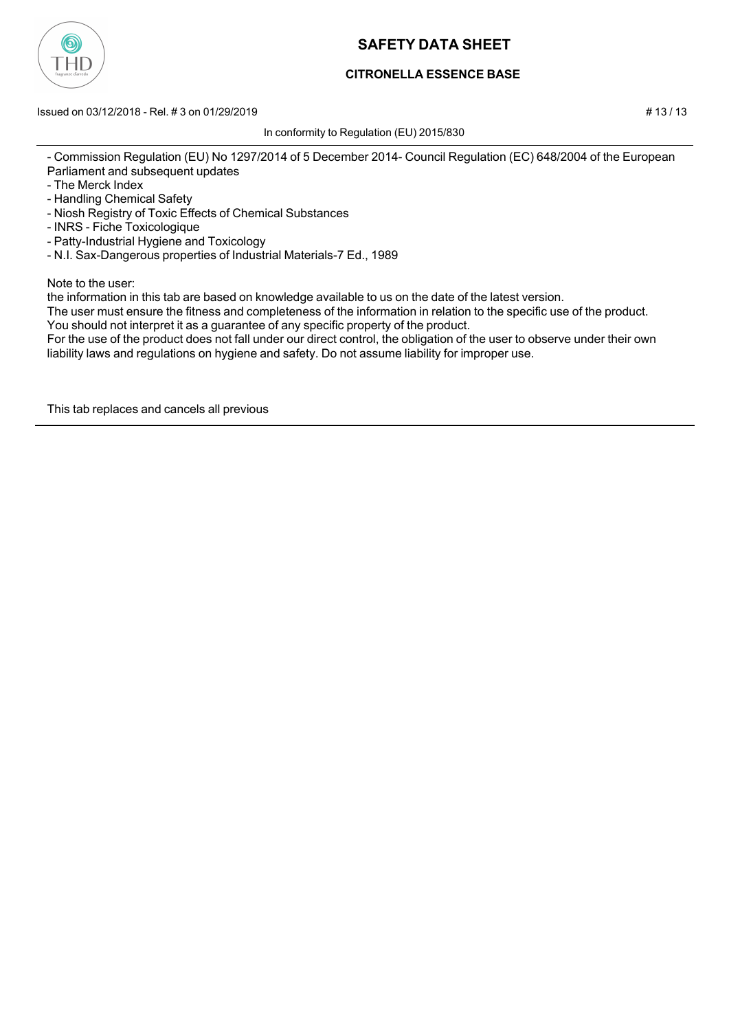- Commission Regulation (EU) No 1297/2014 of 5 December 2014- Council Regulation (EC) 648/2004 of the European Parliament and subsequent updates
- The Merck Index
- Handling Chemical Safety
- Niosh Registry of Toxic Effects of Chemical Substances
- INRS - Fiche Toxicologique
- Patty-Industrial Hygiene and Toxicology
- N.I. Sax-Dangerous properties of Industrial Materials-7 Ed., 1989

Note to the user:
the information in this tab are based on knowledge available to us on the date of the latest version.
The user must ensure the fitness and completeness of the information in relation to the specific use of the product.
You should not interpret it as a guarantee of any specific property of the product.
For the use of the product does not fall under our direct control, the obligation of the user to observe under their own liability laws and regulations on hygiene and safety. Do not assume liability for improper use.

This tab replaces and cancels all previous